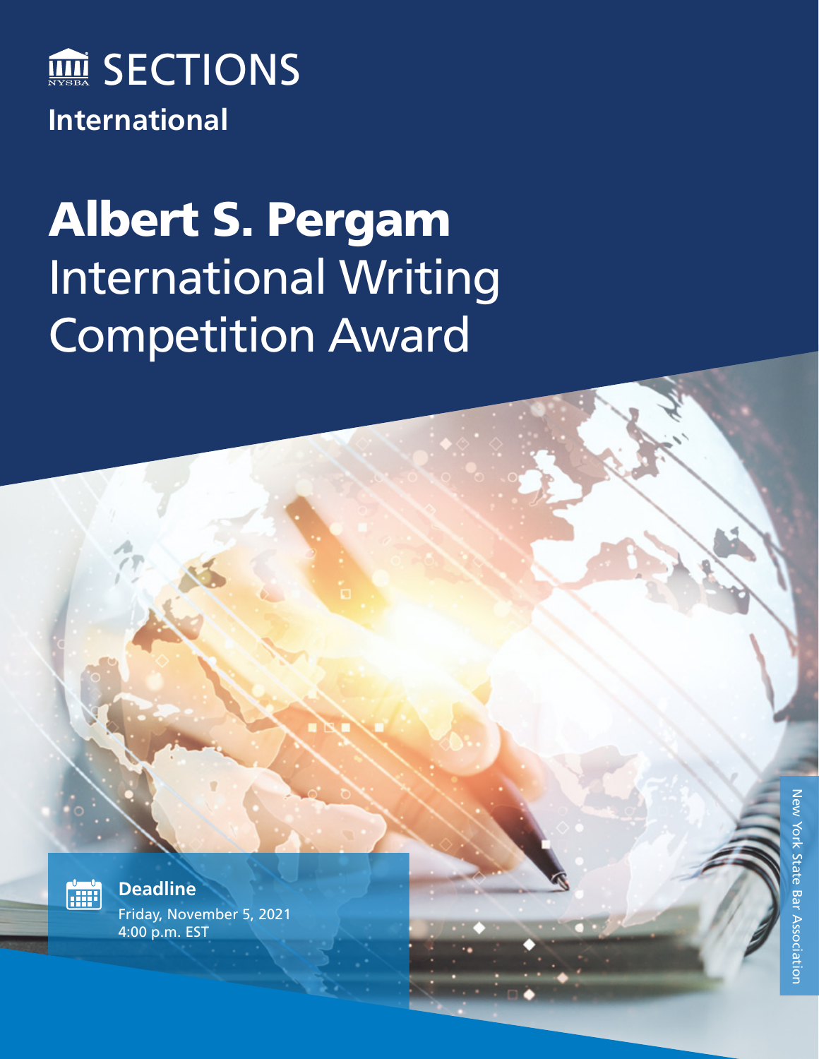SECTIONS

International

# Albert S. Pergam International Writing Competition Award

**Deadline**

Friday, November 5, 2021
4:00 p.m. EST

New York State Bar Association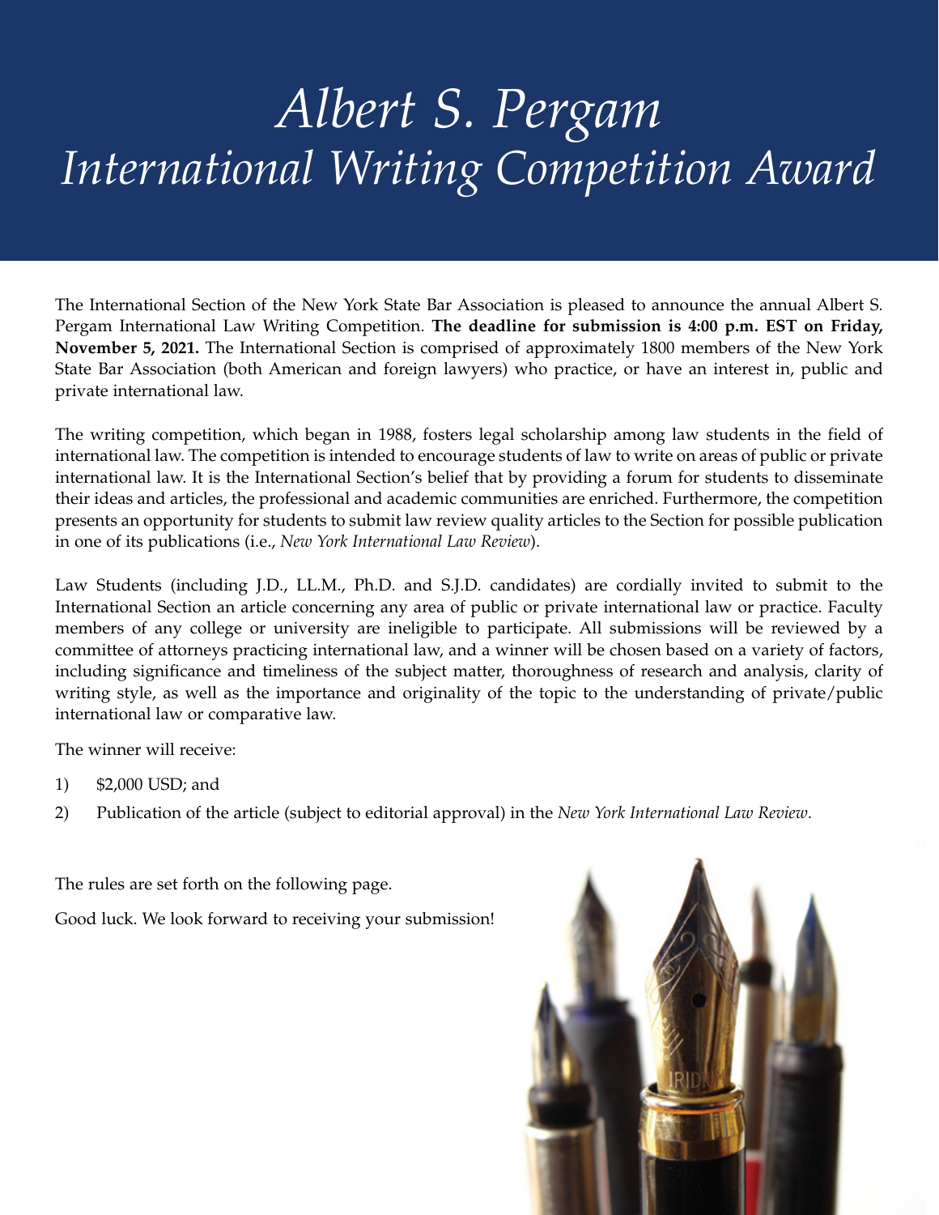# *Albert S. Pergam International Writing Competition Award*

The International Section of the New York State Bar Association is pleased to announce the annual Albert S. Pergam International Law Writing Competition. **The deadline for submission is 4:00 p.m. EST on Friday, November 5, 2021.** The International Section is comprised of approximately 1800 members of the New York State Bar Association (both American and foreign lawyers) who practice, or have an interest in, public and private international law.

The writing competition, which began in 1988, fosters legal scholarship among law students in the field of international law. The competition is intended to encourage students of law to write on areas of public or private international law. It is the International Section's belief that by providing a forum for students to disseminate their ideas and articles, the professional and academic communities are enriched. Furthermore, the competition presents an opportunity for students to submit law review quality articles to the Section for possible publication in one of its publications (i.e., *New York International Law Review*).

Law Students (including J.D., LL.M., Ph.D. and S.J.D. candidates) are cordially invited to submit to the International Section an article concerning any area of public or private international law or practice. Faculty members of any college or university are ineligible to participate. All submissions will be reviewed by a committee of attorneys practicing international law, and a winner will be chosen based on a variety of factors, including significance and timeliness of the subject matter, thoroughness of research and analysis, clarity of writing style, as well as the importance and originality of the topic to the understanding of private/public international law or comparative law.

The winner will receive:

1) $2,000 USD; and
2) Publication of the article (subject to editorial approval) in the *New York International Law Review*.

The rules are set forth on the following page.

Good luck. We look forward to receiving your submission!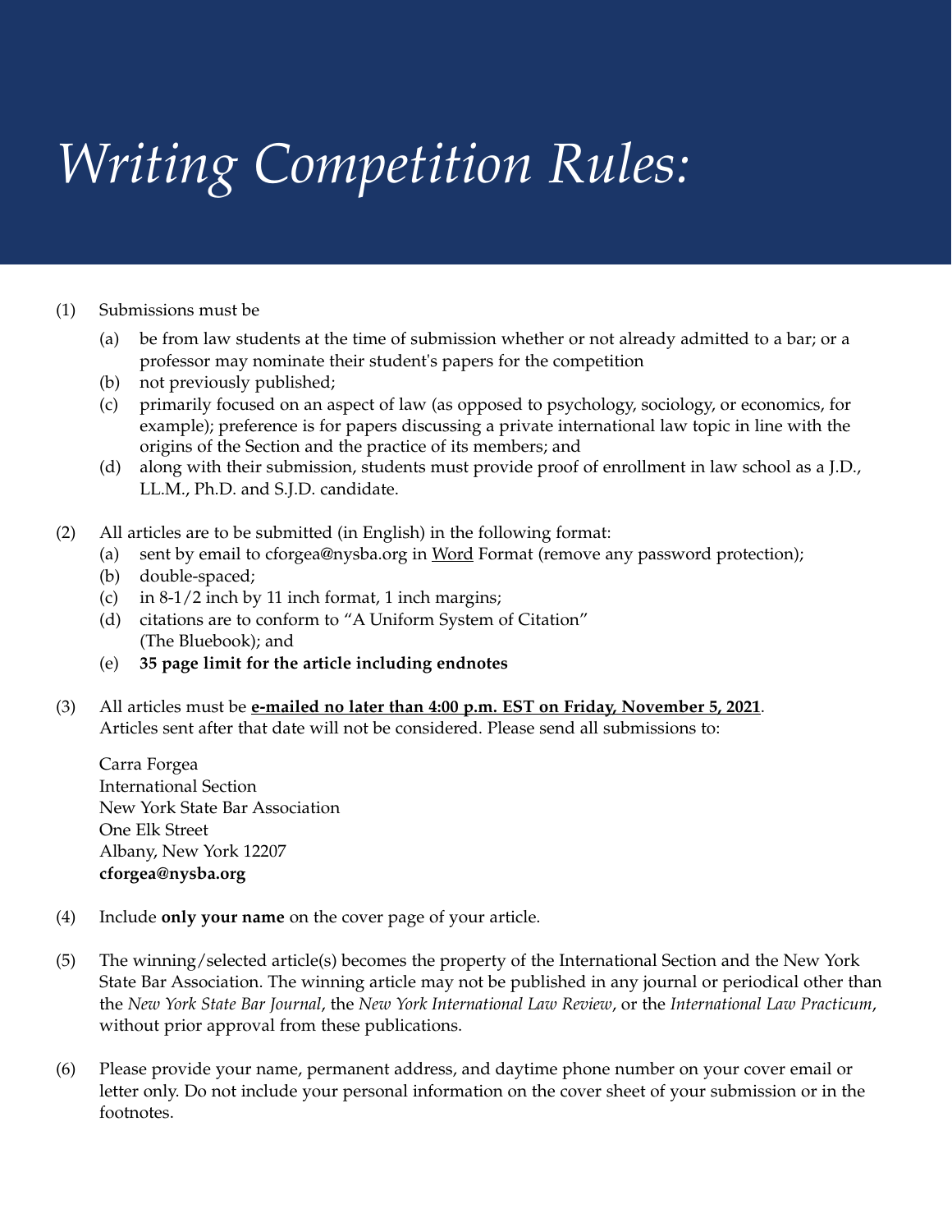# *Writing Competition Rules:*

(1) Submissions must be

  (a) be from law students at the time of submission whether or not already admitted to a bar; or a professor may nominate their student's papers for the competition
  (b) not previously published;
  (c) primarily focused on an aspect of law (as opposed to psychology, sociology, or economics, for example); preference is for papers discussing a private international law topic in line with the origins of the Section and the practice of its members; and
  (d) along with their submission, students must provide proof of enrollment in law school as a J.D., LL.M., Ph.D. and S.J.D. candidate.

(2) All articles are to be submitted (in English) in the following format:

  (a) sent by email to cforgea@nysba.org in Word Format (remove any password protection);
  (b) double-spaced;
  (c) in 8-1/2 inch by 11 inch format, 1 inch margins;
  (d) citations are to conform to "A Uniform System of Citation" (The Bluebook); and
  (e) **35 page limit for the article including endnotes**

(3) All articles must be **e-mailed no later than 4:00 p.m. EST on Friday, November 5, 2021**. Articles sent after that date will not be considered. Please send all submissions to:

  Carra Forgea
  International Section
  New York State Bar Association
  One Elk Street
  Albany, New York 12207
  **cforgea@nysba.org**

(4) Include **only your name** on the cover page of your article.

(5) The winning/selected article(s) becomes the property of the International Section and the New York State Bar Association. The winning article may not be published in any journal or periodical other than the *New York State Bar Journal*, the *New York International Law Review*, or the *International Law Practicum*, without prior approval from these publications.

(6) Please provide your name, permanent address, and daytime phone number on your cover email or letter only. Do not include your personal information on the cover sheet of your submission or in the footnotes.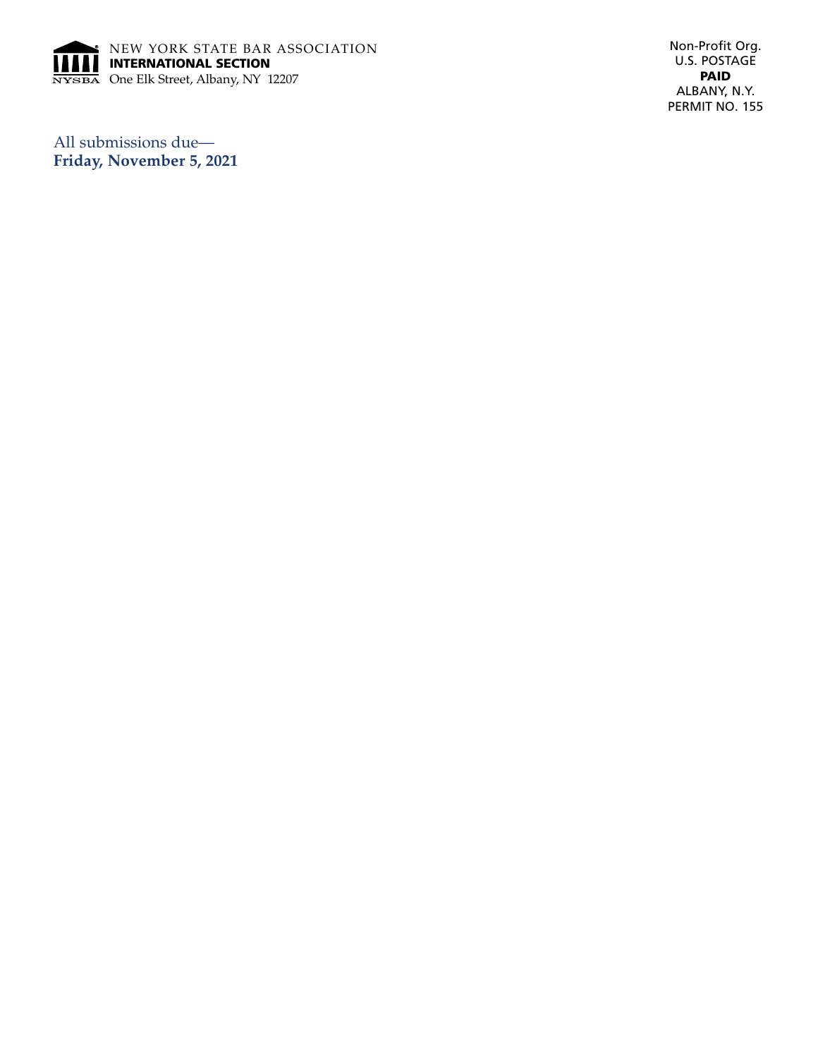NEW YORK STATE BAR ASSOCIATION
**INTERNATIONAL SECTION**
One Elk Street, Albany, NY 12207

Non-Profit Org.
U.S. POSTAGE
**PAID**
ALBANY, N.Y.
PERMIT NO. 155

All submissions due—
**Friday, November 5, 2021**